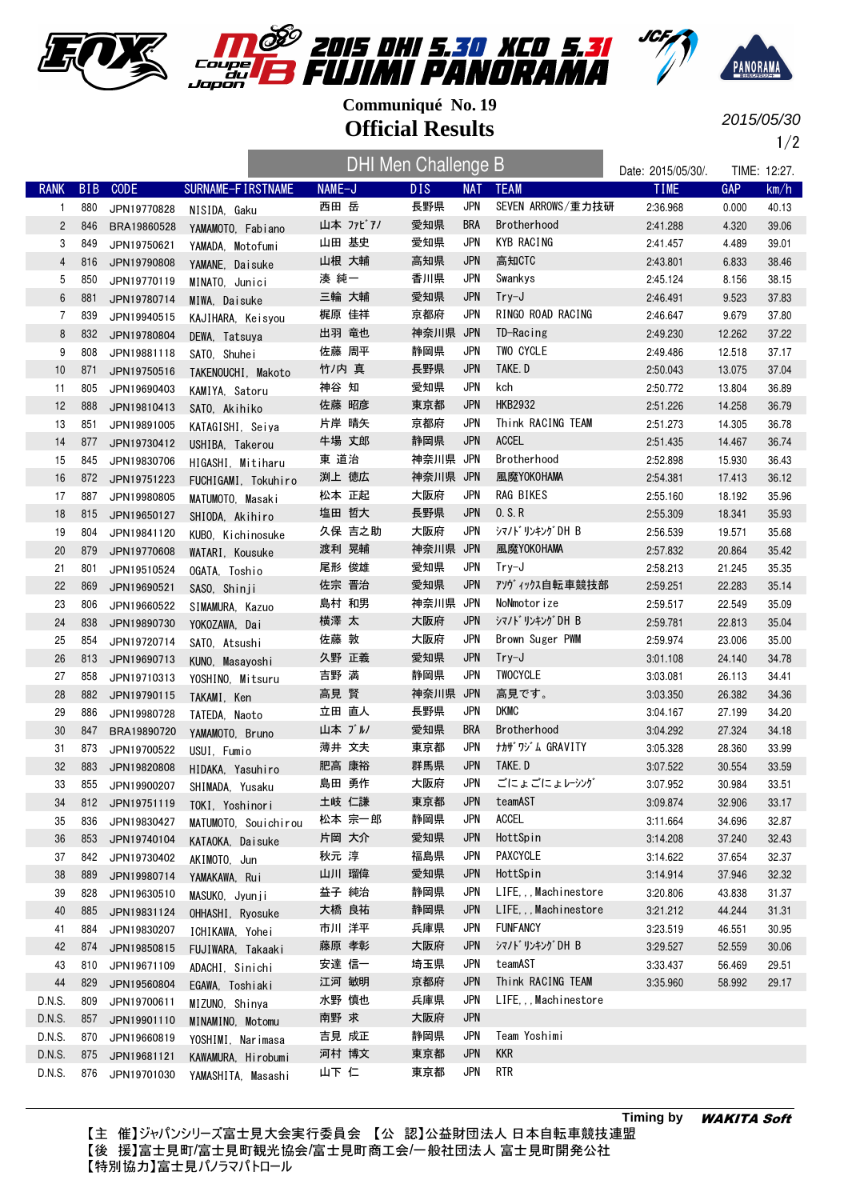# 2015 DHI 5.30 XCO 5.31 FUJIMI PANORAMA

Coupe du Japon

**Communiqué No. 19**

## Official Results

2015/05/30

1/2

### DHI Men Challenge B

Date: 2015/05/30/. TIME: 12:27.

| RANK | BIB | CODE | SURNAME-FIRSTNAME | NAME-J | DIS | NAT | TEAM | TIME | GAP | km/h |
|---|---|---|---|---|---|---|---|---|---|---|
| 1 | 880 | JPN19770828 | NISIDA, Gaku | 西田 岳 | 長野県 | JPN | SEVEN ARROWS/重力技研 | 2:36.968 | 0.000 | 40.13 |
| 2 | 846 | BRA19860528 | YAMAMOTO, Fabiano | 山本 ﾌｧﾋﾞｱﾉ | 愛知県 | BRA | Brotherhood | 2:41.288 | 4.320 | 39.06 |
| 3 | 849 | JPN19750621 | YAMADA, Motofumi | 山田 基史 | 愛知県 | JPN | KYB RACING | 2:41.457 | 4.489 | 39.01 |
| 4 | 816 | JPN19790808 | YAMANE, Daisuke | 山根 大輔 | 高知県 | JPN | 高知CTC | 2:43.801 | 6.833 | 38.46 |
| 5 | 850 | JPN19770119 | MINATO, Junici | 湊 純一 | 香川県 | JPN | Swankys | 2:45.124 | 8.156 | 38.15 |
| 6 | 881 | JPN19780714 | MIWA, Daisuke | 三輪 大輔 | 愛知県 | JPN | Try-J | 2:46.491 | 9.523 | 37.83 |
| 7 | 839 | JPN19940515 | KAJIHARA, Keisyou | 梶原 佳祥 | 京都府 | JPN | RINGO ROAD RACING | 2:46.647 | 9.679 | 37.80 |
| 8 | 832 | JPN19780804 | DEWA, Tatsuya | 出羽 竜也 | 神奈川県 | JPN | TD-Racing | 2:49.230 | 12.262 | 37.22 |
| 9 | 808 | JPN19881118 | SATO, Shuhei | 佐藤 周平 | 静岡県 | JPN | TWO CYCLE | 2:49.486 | 12.518 | 37.17 |
| 10 | 871 | JPN19750516 | TAKENOUCHI, Makoto | 竹ノ内 真 | 長野県 | JPN | TAKE.D | 2:50.043 | 13.075 | 37.04 |
| 11 | 805 | JPN19690403 | KAMIYA, Satoru | 神谷 知 | 愛知県 | JPN | kch | 2:50.772 | 13.804 | 36.89 |
| 12 | 888 | JPN19810413 | SATO, Akihiko | 佐藤 昭彦 | 東京都 | JPN | HKB2932 | 2:51.226 | 14.258 | 36.79 |
| 13 | 851 | JPN19891005 | KATAGISHI, Seiya | 片岸 晴矢 | 京都府 | JPN | Think RACING TEAM | 2:51.273 | 14.305 | 36.78 |
| 14 | 877 | JPN19730412 | USHIBA, Takerou | 牛場 丈郎 | 静岡県 | JPN | ACCEL | 2:51.435 | 14.467 | 36.74 |
| 15 | 845 | JPN19830706 | HIGASHI, Mitiharu | 東 道治 | 神奈川県 | JPN | Brotherhood | 2:52.898 | 15.930 | 36.43 |
| 16 | 872 | JPN19751223 | FUCHIGAMI, Tokuhiro | 渕上 徳広 | 神奈川県 | JPN | 風魔YOKOHAMA | 2:54.381 | 17.413 | 36.12 |
| 17 | 887 | JPN19980805 | MATUMOTO, Masaki | 松本 正起 | 大阪府 | JPN | RAG BIKES | 2:55.160 | 18.192 | 35.96 |
| 18 | 815 | JPN19650127 | SHIODA, Akihiro | 塩田 哲大 | 長野県 | JPN | O.S.R | 2:55.309 | 18.341 | 35.93 |
| 19 | 804 | JPN19841120 | KUBO, Kichinosuke | 久保 吉之助 | 大阪府 | JPN | ｼﾏﾉﾄﾞﾘﾝｷﾝｸﾞ DH B | 2:56.539 | 19.571 | 35.68 |
| 20 | 879 | JPN19770608 | WATARI, Kousuke | 渡利 晃輔 | 神奈川県 | JPN | 風魔YOKOHAMA | 2:57.832 | 20.864 | 35.42 |
| 21 | 801 | JPN19510524 | OGATA, Toshio | 尾形 俊雄 | 愛知県 | JPN | Try-J | 2:58.213 | 21.245 | 35.35 |
| 22 | 869 | JPN19690521 | SASO, Shinji | 佐宗 晋治 | 愛知県 | JPN | ｱﾂｳﾞｨｯｸｽ自転車競技部 | 2:59.251 | 22.283 | 35.14 |
| 23 | 806 | JPN19660522 | SIMAMURA, Kazuo | 島村 和男 | 神奈川県 | JPN | NoMmotorize | 2:59.517 | 22.549 | 35.09 |
| 24 | 838 | JPN19890730 | YOKOZAWA, Dai | 横澤 太 | 大阪府 | JPN | ｼﾏﾉﾄﾞﾘﾝｷﾝｸﾞ DH B | 2:59.781 | 22.813 | 35.04 |
| 25 | 854 | JPN19720714 | SATO, Atsushi | 佐藤 敦 | 大阪府 | JPN | Brown Suger PWM | 2:59.974 | 23.006 | 35.00 |
| 26 | 813 | JPN19690713 | KUNO, Masayoshi | 久野 正義 | 愛知県 | JPN | Try-J | 3:01.108 | 24.140 | 34.78 |
| 27 | 858 | JPN19710313 | YOSHINO, Mitsuru | 吉野 満 | 静岡県 | JPN | TWOCYCLE | 3:03.081 | 26.113 | 34.41 |
| 28 | 882 | JPN19790115 | TAKAMI, Ken | 高見 賢 | 神奈川県 | JPN | 高見です。 | 3:03.350 | 26.382 | 34.36 |
| 29 | 886 | JPN19980728 | TATEDA, Naoto | 立田 直人 | 長野県 | JPN | DKMC | 3:04.167 | 27.199 | 34.20 |
| 30 | 847 | BRA19890720 | YAMAMOTO, Bruno | 山本 ﾌﾞﾙﾉ | 愛知県 | BRA | Brotherhood | 3:04.292 | 27.324 | 34.18 |
| 31 | 873 | JPN19700522 | USUI, Fumio | 薄井 文夫 | 東京都 | JPN | ﾅｶｻﾞﾜｼﾞﾑ GRAVITY | 3:05.328 | 28.360 | 33.99 |
| 32 | 883 | JPN19820808 | HIDAKA, Yasuhiro | 肥高 康裕 | 群馬県 | JPN | TAKE.D | 3:07.522 | 30.554 | 33.59 |
| 33 | 855 | JPN19900207 | SHIMADA, Yusaku | 島田 勇作 | 大阪府 | JPN | ごにょごにょﾚｰｼﾝｸﾞ | 3:07.952 | 30.984 | 33.51 |
| 34 | 812 | JPN19751119 | TOKI, Yoshinori | 土岐 仁謙 | 東京都 | JPN | teamAST | 3:09.874 | 32.906 | 33.17 |
| 35 | 836 | JPN19830427 | MATUMOTO, Souichirou | 松本 宗一郎 | 静岡県 | JPN | ACCEL | 3:11.664 | 34.696 | 32.87 |
| 36 | 853 | JPN19740104 | KATAOKA, Daisuke | 片岡 大介 | 愛知県 | JPN | HottSpin | 3:14.208 | 37.240 | 32.43 |
| 37 | 842 | JPN19730402 | AKIMOTO, Jun | 秋元 淳 | 福島県 | JPN | PAXCYCLE | 3:14.622 | 37.654 | 32.37 |
| 38 | 889 | JPN19980714 | YAMAKAWA, Rui | 山川 瑠偉 | 愛知県 | JPN | HottSpin | 3:14.914 | 37.946 | 32.32 |
| 39 | 828 | JPN19630510 | MASUKO, Jyunji | 益子 純治 | 静岡県 | JPN | LIFE,,,Machinestore | 3:20.806 | 43.838 | 31.37 |
| 40 | 885 | JPN19831124 | OHHASHI, Ryosuke | 大橋 良祐 | 静岡県 | JPN | LIFE,,,Machinestore | 3:21.212 | 44.244 | 31.31 |
| 41 | 884 | JPN19830207 | ICHIKAWA, Yohei | 市川 洋平 | 兵庫県 | JPN | FUNFANCY | 3:23.519 | 46.551 | 30.95 |
| 42 | 874 | JPN19850815 | FUJIWARA, Takaaki | 藤原 孝彰 | 大阪府 | JPN | ｼﾏﾉﾄﾞﾘﾝｷﾝｸﾞ DH B | 3:29.527 | 52.559 | 30.06 |
| 43 | 810 | JPN19671109 | ADACHI, Sinichi | 安達 信一 | 埼玉県 | JPN | teamAST | 3:33.437 | 56.469 | 29.51 |
| 44 | 829 | JPN19560804 | EGAWA, Toshiaki | 江河 敏明 | 京都府 | JPN | Think RACING TEAM | 3:35.960 | 58.992 | 29.17 |
| D.N.S. | 809 | JPN19700611 | MIZUNO, Shinya | 水野 慎也 | 兵庫県 | JPN | LIFE,,,Machinestore | | | |
| D.N.S. | 857 | JPN19901110 | MINAMINO, Motomu | 南野 求 | 大阪府 | JPN | | | | |
| D.N.S. | 870 | JPN19660819 | YOSHIMI, Narimasa | 吉見 成正 | 静岡県 | JPN | Team Yoshimi | | | |
| D.N.S. | 875 | JPN19681121 | KAWAMURA, Hirobumi | 河村 博文 | 東京都 | JPN | KKR | | | |
| D.N.S. | 876 | JPN19701030 | YAMASHITA, Masashi | 山下 仁 | 東京都 | JPN | RTR | | | |

Timing by WAKITA Soft

【主 催】ジャパンシリーズ富士見大会実行委員会 【公 認】公益財団法人 日本自転車競技連盟
【後 援】富士見町/富士見町観光協会/富士見町商工会/一般社団法人 富士見町開発公社
【特別協力】富士見パノラマパトロール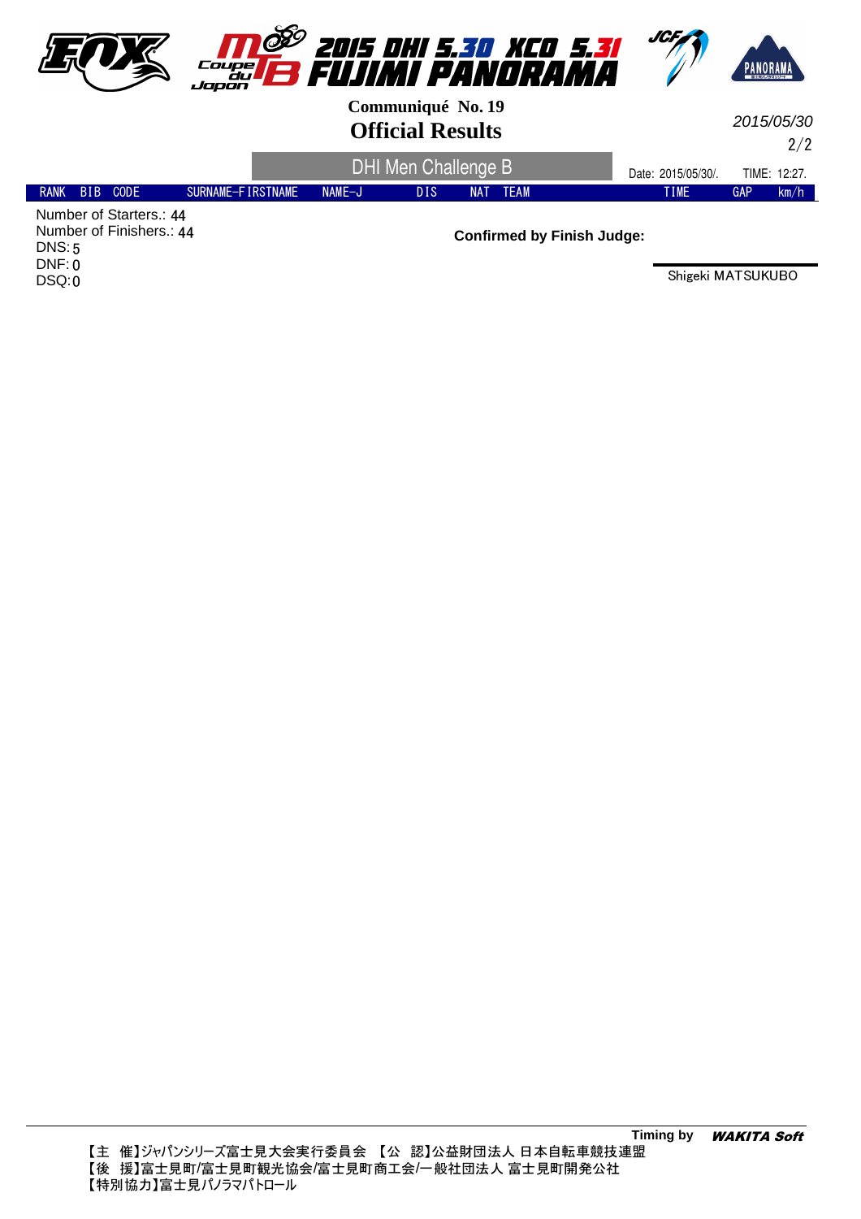# 2015 DHI 5.30 XCO 5.31 FUJIMI PANORAMA

**Communiqué No. 19**

## Official Results

2015/05/30

### DHI Men Challenge B

Date: 2015/05/30/. TIME: 12:27.

| RANK | BIB | CODE | SURNAME-FIRSTNAME | NAME-J | DIS | NAT | TEAM | TIME | GAP | km/h |
|---|---|---|---|---|---|---|---|---|---|---|

Number of Starters.: 44
Number of Finishers.: 44
DNS: 5
DNF: 0
DSQ: 0

**Confirmed by Finish Judge:**

Shigeki MATSUKUBO

Timing by *WAKITA Soft*

【主 催】ジャパンシリーズ富士見大会実行委員会 【公 認】公益財団法人 日本自転車競技連盟
【後 援】富士見町/富士見町観光協会/富士見町商工会/一般社団法人 富士見町開発公社
【特別協力】富士見パノラマパトロール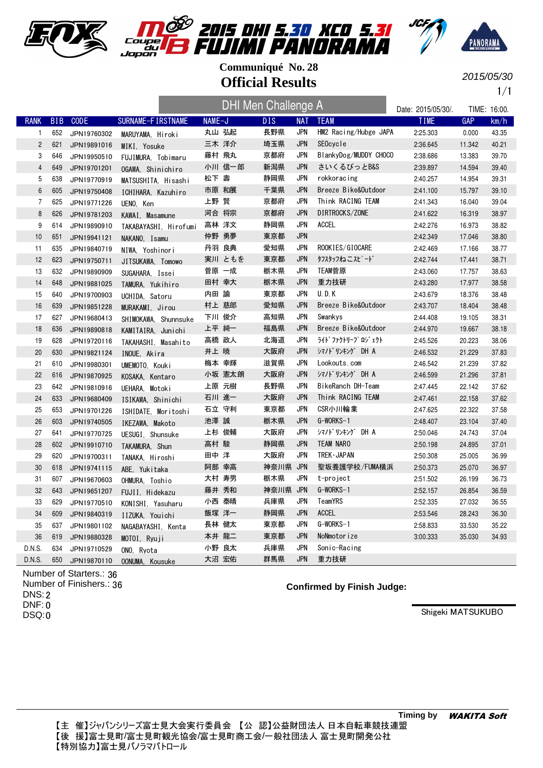# 2015 DHI 5.30 XCO 5.31 FUJIMI PANORAMA

Coupe du Japon MTB

## Communiqué No. 28
## Official Results

2015/05/30

### DHI Men Challenge A

Date: 2015/05/30/.  TIME: 16:00.

| RANK | BIB | CODE | SURNAME-FIRSTNAME | NAME-J | DIS | NAT | TEAM | TIME | GAP | km/h |
|---|---|---|---|---|---|---|---|---|---|---|
| 1 | 652 | JPN19760302 | MARUYAMA, Hiroki | 丸山 弘起 | 長野県 | JPN | HM2 Racing/Hubge JAPA | 2:25.303 | 0.000 | 43.35 |
| 2 | 621 | JPN19891016 | MIKI, Yosuke | 三木 洋介 | 埼玉県 | JPN | SEOcycle | 2:36.645 | 11.342 | 40.21 |
| 3 | 646 | JPN19950510 | FUJIMURA, Tobimaru | 藤村 飛丸 | 京都府 | JPN | BlankyDog/MUDDY CHOCO | 2:38.686 | 13.383 | 39.70 |
| 4 | 649 | JPN19701201 | OGAWA, Shinichiro | 小川 信一郎 | 新潟県 | JPN | さいくるぴっとB&S | 2:39.897 | 14.594 | 39.40 |
| 5 | 638 | JPN19770919 | MATSUSHITA, Hisashi | 松下 壽 | 静岡県 | JPN | rokkoracing | 2:40.257 | 14.954 | 39.31 |
| 6 | 605 | JPN19750408 | ICHIHARA, Kazuhiro | 市原 和展 | 千葉県 | JPN | Breeze Bike&Outdoor | 2:41.100 | 15.797 | 39.10 |
| 7 | 625 | JPN19771226 | UENO, Ken | 上野 賢 | 京都府 | JPN | Think RACING TEAM | 2:41.343 | 16.040 | 39.04 |
| 8 | 626 | JPN19781203 | KAWAI, Masamune | 河合 将宗 | 京都府 | JPN | DIRTROCKS/ZONE | 2:41.622 | 16.319 | 38.97 |
| 9 | 614 | JPN19890910 | TAKABAYASHI, Hirofumi | 高林 洋文 | 静岡県 | JPN | ACCEL | 2:42.276 | 16.973 | 38.82 |
| 10 | 651 | JPN19941121 | NAKANO, Isamu | 仲野 勇夢 | 東京都 | JPN | | 2:42.349 | 17.046 | 38.80 |
| 11 | 635 | JPN19840719 | NIWA, Yoshinori | 丹羽 良典 | 愛知県 | JPN | ROOKIES/GIOCARE | 2:42.469 | 17.166 | 38.77 |
| 12 | 623 | JPN19750711 | JITSUKAWA, Tomowo | 実川 ともを | 東京都 | JPN | ﾀﾌｽﾀｯﾌねこｽﾋﾟｰﾄﾞ | 2:42.744 | 17.441 | 38.71 |
| 13 | 632 | JPN19890909 | SUGAHARA, Issei | 菅原 一成 | 栃木県 | JPN | TEAM菅原 | 2:43.060 | 17.757 | 38.63 |
| 14 | 648 | JPN19881025 | TAMURA, Yukihiro | 田村 幸大 | 栃木県 | JPN | 重力技研 | 2:43.280 | 17.977 | 38.58 |
| 15 | 640 | JPN19700903 | UCHIDA, Satoru | 内田 諭 | 東京都 | JPN | U.D.K | 2:43.679 | 18.376 | 38.48 |
| 16 | 639 | JPN19851228 | MURAKAMI, Jirou | 村上 慈郎 | 愛知県 | JPN | Breeze Bike&Outdoor | 2:43.707 | 18.404 | 38.48 |
| 17 | 627 | JPN19680413 | SHIMOKAWA, Shunnsuke | 下川 俊介 | 高知県 | JPN | Swankys | 2:44.408 | 19.105 | 38.31 |
| 18 | 636 | JPN19890818 | KAMITAIRA, Junichi | 上平 純一 | 福島県 | JPN | Breeze Bike&Outdoor | 2:44.970 | 19.667 | 38.18 |
| 19 | 628 | JPN19720116 | TAKAHASHI, Masahito | 高橋 政人 | 北海道 | JPN | ﾗｲﾄﾞﾌｧｸﾄﾘｰﾌﾟﾛｼﾞｪｸﾄ | 2:45.526 | 20.223 | 38.06 |
| 20 | 630 | JPN19821124 | INOUE, Akira | 井上 暁 | 大阪府 | JPN | ｼﾏﾉﾄﾞﾘﾝｷﾝｸﾞ DH A | 2:46.532 | 21.229 | 37.83 |
| 21 | 610 | JPN19980301 | UMEMOTO, Kouki | 梅本 幸輝 | 滋賀県 | JPN | Lookouts.com | 2:46.542 | 21.239 | 37.82 |
| 22 | 616 | JPN19870925 | KOSAKA, Kentaro | 小坂 憲太朗 | 大阪府 | JPN | ｼﾏﾉﾄﾞﾘﾝｷﾝｸﾞ DH A | 2:46.599 | 21.296 | 37.81 |
| 23 | 642 | JPN19810916 | UEHARA, Motoki | 上原 元樹 | 長野県 | JPN | BikeRanch DH-Team | 2:47.445 | 22.142 | 37.62 |
| 24 | 633 | JPN19680409 | ISIKAWA, Shinichi | 石川 進一 | 大阪府 | JPN | Think RACING TEAM | 2:47.461 | 22.158 | 37.62 |
| 25 | 653 | JPN19701226 | ISHIDATE, Moritoshi | 石立 守利 | 東京都 | JPN | CSR小川輪業 | 2:47.625 | 22.322 | 37.58 |
| 26 | 603 | JPN19740505 | IKEZAWA, Makoto | 池澤 誠 | 栃木県 | JPN | G-WORKS-1 | 2:48.407 | 23.104 | 37.40 |
| 27 | 641 | JPN19770725 | UESUGI, Shunsuke | 上杉 俊輔 | 大阪府 | JPN | ｼﾏﾉﾄﾞﾘﾝｷﾝｸﾞ DH A | 2:50.046 | 24.743 | 37.04 |
| 28 | 602 | JPN19910710 | TAKAMURA, Shun | 高村 駿 | 静岡県 | JPN | TEAM NARO | 2:50.198 | 24.895 | 37.01 |
| 29 | 620 | JPN19700311 | TANAKA, Hiroshi | 田中 洋 | 大阪府 | JPN | TREK・JAPAN | 2:50.308 | 25.005 | 36.99 |
| 30 | 618 | JPN19741115 | ABE, Yukitaka | 阿部 幸高 | 神奈川県 | JPN | 聖坂養護学校/FUMA横浜 | 2:50.373 | 25.070 | 36.97 |
| 31 | 607 | JPN19670603 | OHMURA, Toshio | 大村 寿男 | 栃木県 | JPN | t-project | 2:51.502 | 26.199 | 36.73 |
| 32 | 643 | JPN19651207 | FUJII, Hidekazu | 藤井 秀和 | 神奈川県 | JPN | G-WORKS-1 | 2:52.157 | 26.854 | 36.59 |
| 33 | 629 | JPN19770510 | KONISHI, Yasuharu | 小西 泰晴 | 兵庫県 | JPN | TeamYRS | 2:52.335 | 27.032 | 36.55 |
| 34 | 609 | JPN19840319 | IIZUKA, Youichi | 飯塚 洋一 | 静岡県 | JPN | ACCEL | 2:53.546 | 28.243 | 36.30 |
| 35 | 637 | JPN19801102 | NAGABAYASHI, Kenta | 長林 健太 | 東京都 | JPN | G-WORKS-1 | 2:58.833 | 33.530 | 35.22 |
| 36 | 619 | JPN19880328 | MOTOI, Ryuji | 本井 龍二 | 東京都 | JPN | NoNmotorize | 3:00.333 | 35.030 | 34.93 |
| D.N.S. | 634 | JPN19710529 | ONO, Ryota | 小野 良太 | 兵庫県 | JPN | Sonic-Racing | | | |
| D.N.S. | 650 | JPN19870110 | OONUMA, Kousuke | 大沼 宏佑 | 群馬県 | JPN | 重力技研 | | | |

Number of Starters.: 36
Number of Finishers.: 36
DNS: 2
DNF: 0
DSQ: 0

Confirmed by Finish Judge:

Shigeki MATSUKUBO

Timing by WAKITA Soft

【主 催】ジャパンシリーズ富士見大会実行委員会 【公 認】公益財団法人 日本自転車競技連盟
【後 援】富士見町/富士見町観光協会/富士見町商工会/一般社団法人 富士見町開発公社
【特別協力】富士見パノラマパトロール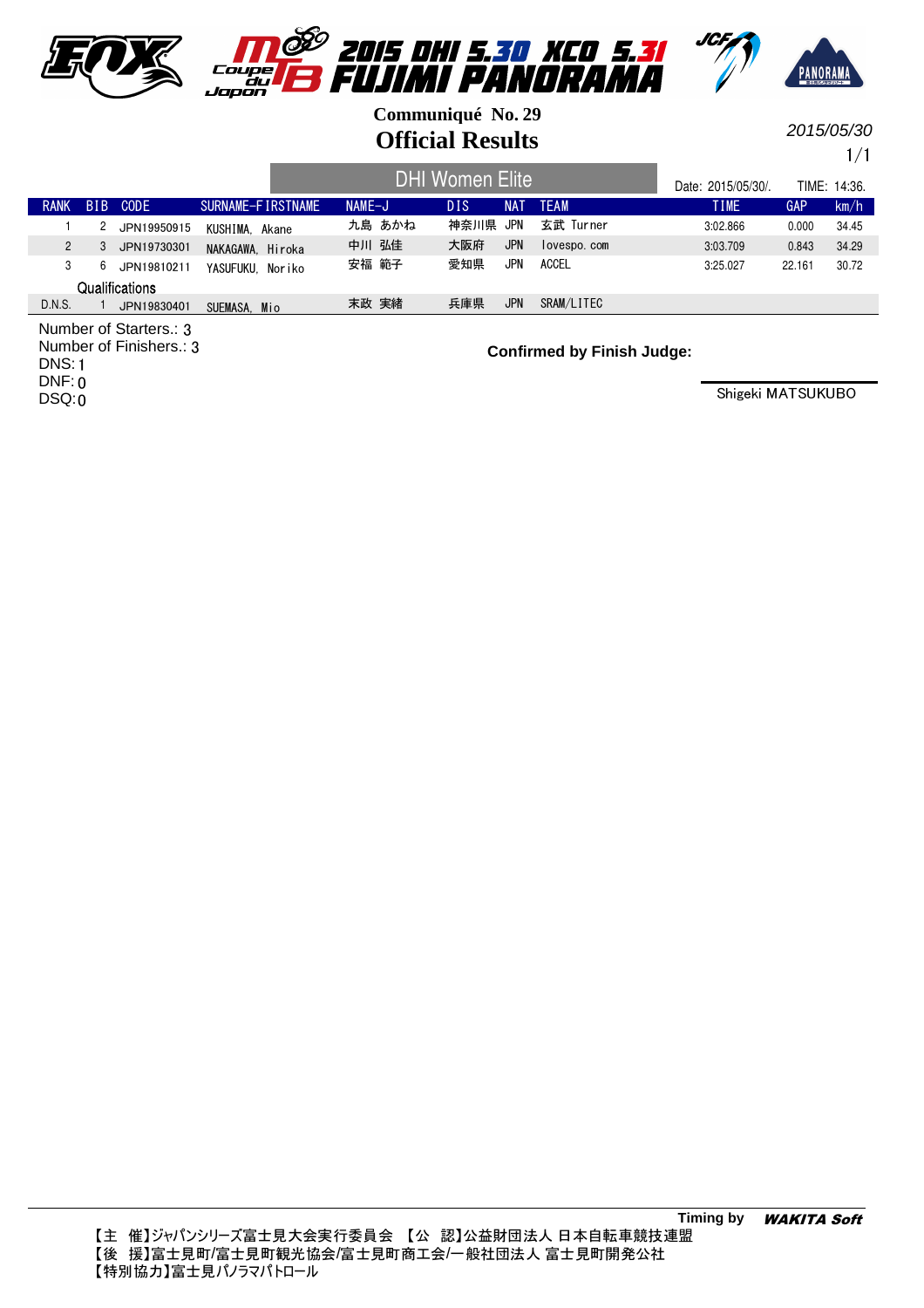# 2015 DHI 5.30 XCO 5.31 FUJIMI PANORAMA

Coupe du Japon MTB

**Communiqué No. 29**

## Official Results

*2015/05/30*

### DHI Women Elite

Date: 2015/05/30/. TIME: 14:36.

| RANK | BIB | CODE | SURNAME-FIRSTNAME | NAME-J | DIS | NAT | TEAM | TIME | GAP | km/h |
|---|---|---|---|---|---|---|---|---|---|---|
| 1 | 2 | JPN19950915 | KUSHIMA, Akane | 九島 あかね | 神奈川県 | JPN | 玄武 Turner | 3:02.866 | 0.000 | 34.45 |
| 2 | 3 | JPN19730301 | NAKAGAWA, Hiroka | 中川 弘佳 | 大阪府 | JPN | lovespo.com | 3:03.709 | 0.843 | 34.29 |
| 3 | 6 | JPN19810211 | YASUFUKU, Noriko | 安福 範子 | 愛知県 | JPN | ACCEL | 3:25.027 | 22.161 | 30.72 |
| Qualifications | | | | | | | | | | |
| D.N.S. | 1 | JPN19830401 | SUEMASA, Mio | 末政 実緒 | 兵庫県 | JPN | SRAM/LITEC | | | |

Number of Starters.: 3
Number of Finishers.: 3
DNS: 1
DNF: 0
DSQ: 0

**Confirmed by Finish Judge:**

Shigeki MATSUKUBO

**Timing by** ***WAKITA Soft***

【主 催】ジャパンシリーズ富士見大会実行委員会 【公 認】公益財団法人 日本自転車競技連盟
【後 援】富士見町/富士見町観光協会/富士見町商工会/一般社団法人 富士見町開発公社
【特別協力】富士見パノラマパトロール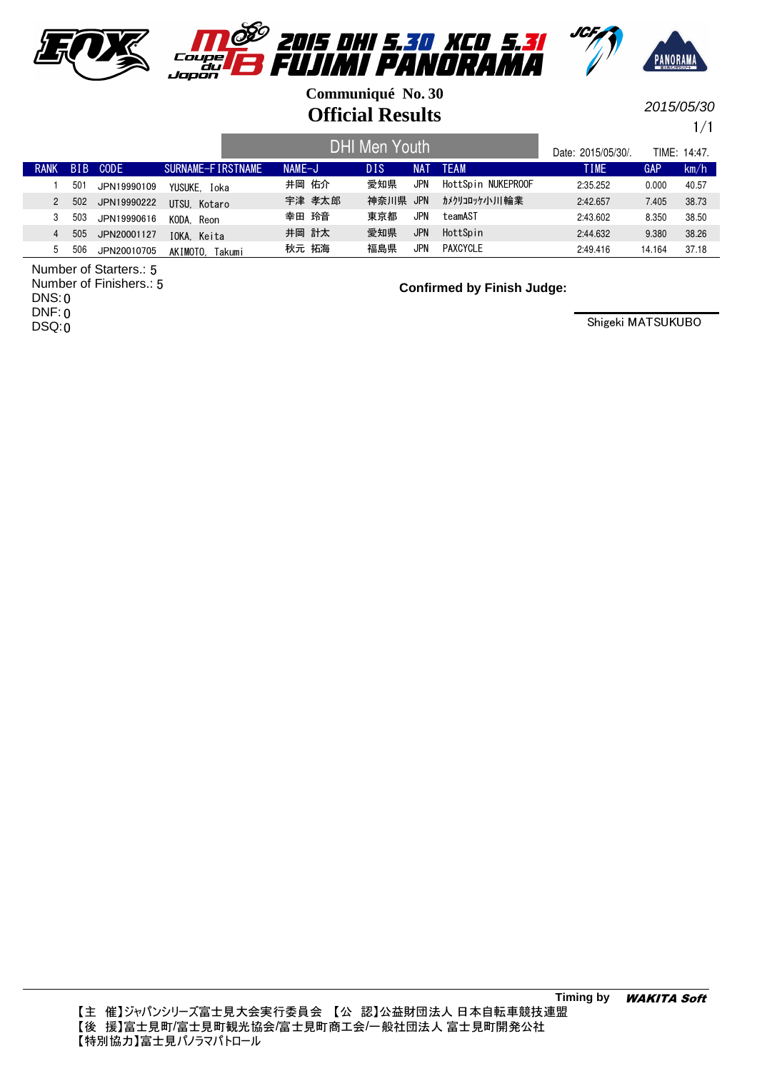2015 DHI 5.30 XCO 5.31 FUJIMI PANORAMA

Coupe du Japon MTB

**Communiqué No. 30**

## Official Results

*2015/05/30*

### DHI Men Youth

Date: 2015/05/30/. TIME: 14:47.

| RANK | BIB | CODE | SURNAME-FIRSTNAME | NAME-J | DIS | NAT | TEAM | TIME | GAP | km/h |
|---|---|---|---|---|---|---|---|---|---|---|
| 1 | 501 | JPN19990109 | YUSUKE, Ioka | 井岡 佑介 | 愛知県 | JPN | HottSpin NUKEPROOF | 2:35.252 | 0.000 | 40.57 |
| 2 | 502 | JPN19990222 | UTSU, Kotaro | 宇津 孝太郎 | 神奈川県 | JPN | ｶﾒｸﾘｺﾛｯｹ小川輪業 | 2:42.657 | 7.405 | 38.73 |
| 3 | 503 | JPN19990616 | KODA, Reon | 幸田 玲音 | 東京都 | JPN | teamAST | 2:43.602 | 8.350 | 38.50 |
| 4 | 505 | JPN20001127 | IOKA, Keita | 井岡 計太 | 愛知県 | JPN | HottSpin | 2:44.632 | 9.380 | 38.26 |
| 5 | 506 | JPN20010705 | AKIMOTO, Takumi | 秋元 拓海 | 福島県 | JPN | PAXCYCLE | 2:49.416 | 14.164 | 37.18 |

Number of Starters.: 5
Number of Finishers.: 5
DNS: 0
DNF: 0
DSQ: 0

**Confirmed by Finish Judge:**

Shigeki MATSUKUBO

**Timing by** ***WAKITA Soft***

【主 催】ジャパンシリーズ富士見大会実行委員会 【公 認】公益財団法人 日本自転車競技連盟
【後 援】富士見町/富士見町観光協会/富士見町商工会/一般社団法人 富士見町開発公社
【特別協力】富士見パノラマパトロール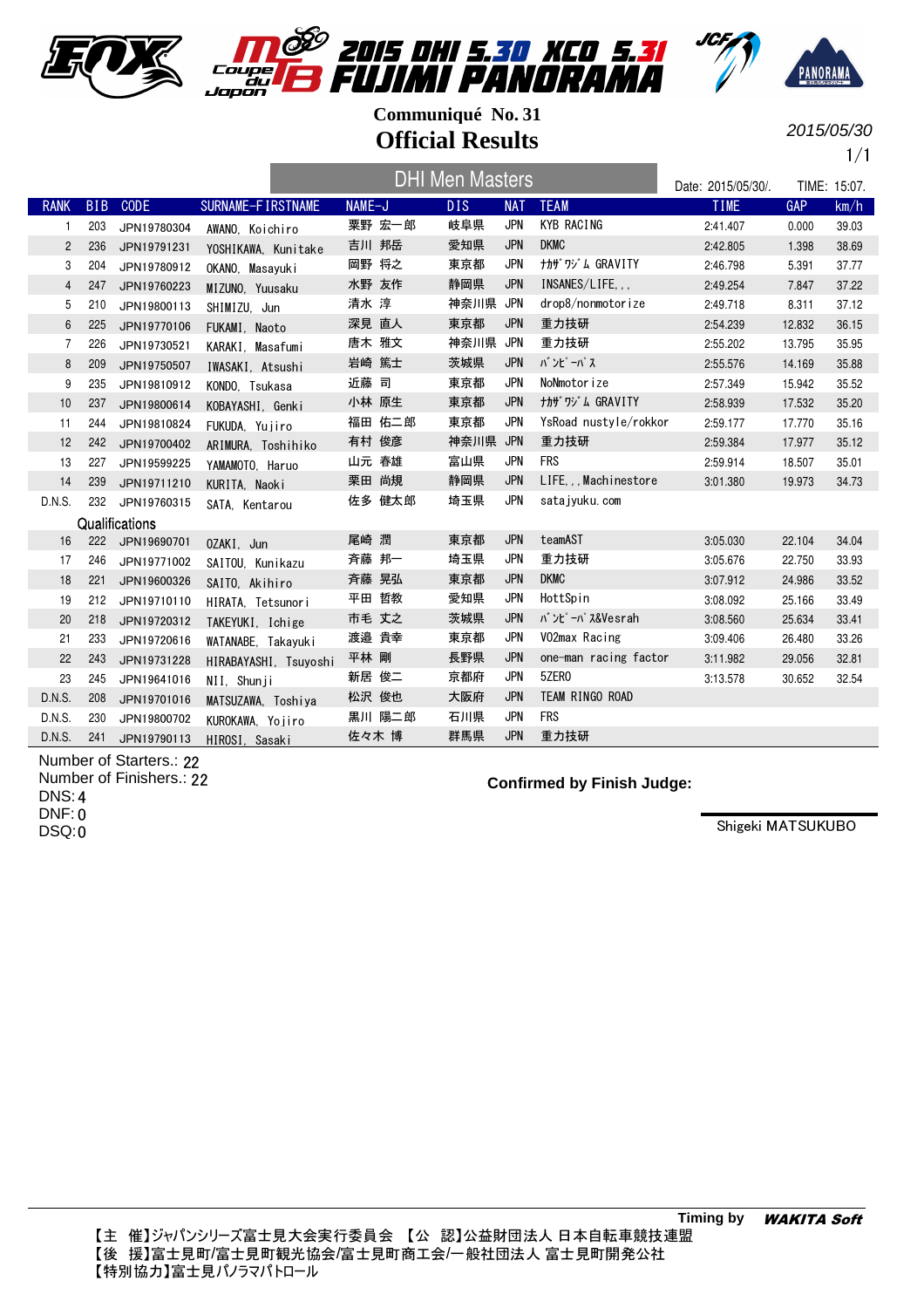# 2015 DHI 5.30 XCO 5.31 FUJIMI PANORAMA

Coupe du Japon MTB

## Communiqué No. 31

## Official Results

2015/05/30

### DHI Men Masters

Date: 2015/05/30/. TIME: 15:07.

| RANK | BIB | CODE | SURNAME-FIRSTNAME | NAME-J | DIS | NAT | TEAM | TIME | GAP | km/h |
|---|---|---|---|---|---|---|---|---|---|---|
| 1 | 203 | JPN19780304 | AWANO, Koichiro | 粟野 宏一郎 | 岐阜県 | JPN | KYB RACING | 2:41.407 | 0.000 | 39.03 |
| 2 | 236 | JPN19791231 | YOSHIKAWA, Kunitake | 吉川 邦岳 | 愛知県 | JPN | DKMC | 2:42.805 | 1.398 | 38.69 |
| 3 | 204 | JPN19780912 | OKANO, Masayuki | 岡野 将之 | 東京都 | JPN | ﾅｶｻﾞﾜｼﾞﾑ GRAVITY | 2:46.798 | 5.391 | 37.77 |
| 4 | 247 | JPN19760223 | MIZUNO, Yuusaku | 水野 友作 | 静岡県 | JPN | INSANES/LIFE,,, | 2:49.254 | 7.847 | 37.22 |
| 5 | 210 | JPN19800113 | SHIMIZU, Jun | 清水 淳 | 神奈川県 | JPN | drop8/nonmotorize | 2:49.718 | 8.311 | 37.12 |
| 6 | 225 | JPN19770106 | FUKAMI, Naoto | 深見 直人 | 東京都 | JPN | 重力技研 | 2:54.239 | 12.832 | 36.15 |
| 7 | 226 | JPN19730521 | KARAKI, Masafumi | 唐木 雅文 | 神奈川県 | JPN | 重力技研 | 2:55.202 | 13.795 | 35.95 |
| 8 | 209 | JPN19750507 | IWASAKI, Atsushi | 岩崎 篤士 | 茨城県 | JPN | ﾊﾞﾝﾋﾟｰﾊﾞｽ | 2:55.576 | 14.169 | 35.88 |
| 9 | 235 | JPN19810912 | KONDO, Tsukasa | 近藤 司 | 東京都 | JPN | NoNmotorize | 2:57.349 | 15.942 | 35.52 |
| 10 | 237 | JPN19800614 | KOBAYASHI, Genki | 小林 原生 | 東京都 | JPN | ﾅｶｻﾞﾜｼﾞﾑ GRAVITY | 2:58.939 | 17.532 | 35.20 |
| 11 | 244 | JPN19810824 | FUKUDA, Yujiro | 福田 佑二郎 | 東京都 | JPN | YsRoad nustyle/rokkor | 2:59.177 | 17.770 | 35.16 |
| 12 | 242 | JPN19700402 | ARIMURA, Toshihiko | 有村 俊彦 | 神奈川県 | JPN | 重力技研 | 2:59.384 | 17.977 | 35.12 |
| 13 | 227 | JPN19599225 | YAMAMOTO, Haruo | 山元 春雄 | 富山県 | JPN | FRS | 2:59.914 | 18.507 | 35.01 |
| 14 | 239 | JPN19711210 | KURITA, Naoki | 栗田 尚規 | 静岡県 | JPN | LIFE,,,Machinestore | 3:01.380 | 19.973 | 34.73 |
| D.N.S. | 232 | JPN19760315 | SATA, Kentarou | 佐多 健太郎 | 埼玉県 | JPN | satajyuku.com | | | |
| Qualifications | | | | | | | | | | |
| 16 | 222 | JPN19690701 | OZAKI, Jun | 尾崎 潤 | 東京都 | JPN | teamAST | 3:05.030 | 22.104 | 34.04 |
| 17 | 246 | JPN19771002 | SAITOU, Kunikazu | 斉藤 邦一 | 埼玉県 | JPN | 重力技研 | 3:05.676 | 22.750 | 33.93 |
| 18 | 221 | JPN19600326 | SAITO, Akihiro | 斉藤 晃弘 | 東京都 | JPN | DKMC | 3:07.912 | 24.986 | 33.52 |
| 19 | 212 | JPN19710110 | HIRATA, Tetsunori | 平田 哲教 | 愛知県 | JPN | HottSpin | 3:08.092 | 25.166 | 33.49 |
| 20 | 218 | JPN19720312 | TAKEYUKI, Ichige | 市毛 丈之 | 茨城県 | JPN | ﾊﾞﾝﾋﾟｰﾊﾞｽ&Vesrah | 3:08.560 | 25.634 | 33.41 |
| 21 | 233 | JPN19720616 | WATANABE, Takayuki | 渡邉 貴幸 | 東京都 | JPN | VO2max Racing | 3:09.406 | 26.480 | 33.26 |
| 22 | 243 | JPN19731228 | HIRABAYASHI, Tsuyoshi | 平林 剛 | 長野県 | JPN | one-man racing factor | 3:11.982 | 29.056 | 32.81 |
| 23 | 245 | JPN19641016 | NII, Shunji | 新居 俊二 | 京都府 | JPN | 5ZERO | 3:13.578 | 30.652 | 32.54 |
| D.N.S. | 208 | JPN19701016 | MATSUZAWA, Toshiya | 松沢 俊也 | 大阪府 | JPN | TEAM RINGO ROAD | | | |
| D.N.S. | 230 | JPN19800702 | KUROKAWA, Yojiro | 黒川 陽二郎 | 石川県 | JPN | FRS | | | |
| D.N.S. | 241 | JPN19790113 | HIROSI, Sasaki | 佐々木 博 | 群馬県 | JPN | 重力技研 | | | |

Number of Starters.: 22
Number of Finishers.: 22
DNS: 4
DNF: 0
DSQ: 0

**Confirmed by Finish Judge:**

Shigeki MATSUKUBO

Timing by *WAKITA Soft*

【主 催】ジャパンシリーズ富士見大会実行委員会 【公 認】公益財団法人 日本自転車競技連盟
【後 援】富士見町/富士見町観光協会/富士見町商工会/一般社団法人 富士見町開発公社
【特別協力】富士見パノラマパトロール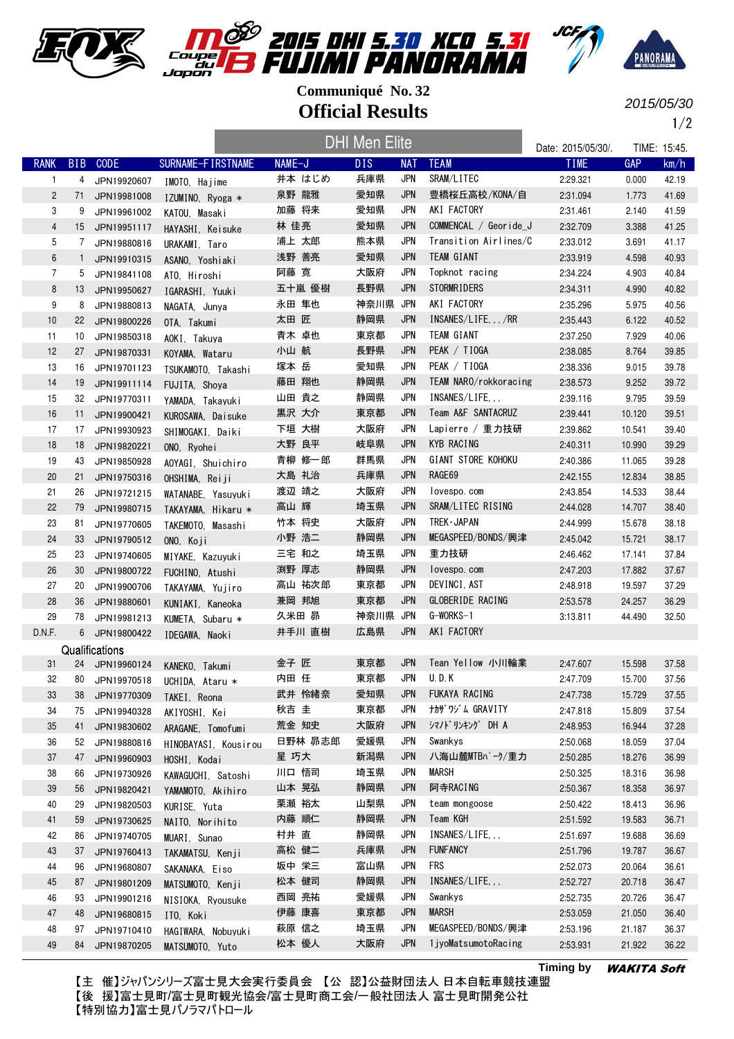# 2015 DHI 5.30 XCO 5.31 FUJIMI PANORAMA

Coupe du Japon MTB

**Communiqué No. 32**

## Official Results

2015/05/30

### DHI Men Elite

Date: 2015/05/30/. TIME: 15:45.

| RANK | BIB | CODE | SURNAME-FIRSTNAME | NAME-J | DIS | NAT | TEAM | TIME | GAP | km/h |
|---|---|---|---|---|---|---|---|---|---|---|
| 1 | 4 | JPN19920607 | IMOTO, Hajime | 井本 はじめ | 兵庫県 | JPN | SRAM/LITEC | 2:29.321 | 0.000 | 42.19 |
| 2 | 71 | JPN19981008 | IZUMINO, Ryoga * | 泉野 龍雅 | 愛知県 | JPN | 豊橋桜丘高校/KONA/自 | 2:31.094 | 1.773 | 41.69 |
| 3 | 9 | JPN19961002 | KATOU, Masaki | 加藤 将来 | 愛知県 | JPN | AKI FACTORY | 2:31.461 | 2.140 | 41.59 |
| 4 | 15 | JPN19951117 | HAYASHI, Keisuke | 林 佳亮 | 愛知県 | JPN | COMMENCAL / Georide_J | 2:32.709 | 3.388 | 41.25 |
| 5 | 7 | JPN19880816 | URAKAMI, Taro | 浦上 太郎 | 熊本県 | JPN | Transition Airlines/C | 2:33.012 | 3.691 | 41.17 |
| 6 | 1 | JPN19910315 | ASANO, Yoshiaki | 浅野 善亮 | 愛知県 | JPN | TEAM GIANT | 2:33.919 | 4.598 | 40.93 |
| 7 | 5 | JPN19841108 | ATO, Hiroshi | 阿藤 寛 | 大阪府 | JPN | Topknot racing | 2:34.224 | 4.903 | 40.84 |
| 8 | 13 | JPN19950627 | IGARASHI, Yuuki | 五十嵐 優樹 | 長野県 | JPN | STORMRIDERS | 2:34.311 | 4.990 | 40.82 |
| 9 | 8 | JPN19880813 | NAGATA, Junya | 永田 隼也 | 神奈川県 | JPN | AKI FACTORY | 2:35.296 | 5.975 | 40.56 |
| 10 | 22 | JPN19800226 | OTA, Takumi | 太田 匠 | 静岡県 | JPN | INSANES/LIFE,,,/RR | 2:35.443 | 6.122 | 40.52 |
| 11 | 10 | JPN19850318 | AOKI, Takuya | 青木 卓也 | 東京都 | JPN | TEAM GIANT | 2:37.250 | 7.929 | 40.06 |
| 12 | 27 | JPN19870331 | KOYAMA, Wataru | 小山 航 | 長野県 | JPN | PEAK / TIOGA | 2:38.085 | 8.764 | 39.85 |
| 13 | 16 | JPN19701123 | TSUKAMOTO, Takashi | 塚本 岳 | 愛知県 | JPN | PEAK / TIOGA | 2:38.336 | 9.015 | 39.78 |
| 14 | 19 | JPN19911114 | FUJITA, Shoya | 藤田 翔也 | 静岡県 | JPN | TEAM NARO/rokkoracing | 2:38.573 | 9.252 | 39.72 |
| 15 | 32 | JPN19770311 | YAMADA, Takayuki | 山田 貴之 | 静岡県 | JPN | INSANES/LIFE,,, | 2:39.116 | 9.795 | 39.59 |
| 16 | 11 | JPN19900421 | KUROSAWA, Daisuke | 黒沢 大介 | 東京都 | JPN | Team A&F SANTACRUZ | 2:39.441 | 10.120 | 39.51 |
| 17 | 17 | JPN19930923 | SHIMOGAKI, Daiki | 下垣 大樹 | 大阪府 | JPN | Lapierre / 重力技研 | 2:39.862 | 10.541 | 39.40 |
| 18 | 18 | JPN19820221 | ONO, Ryohei | 大野 良平 | 岐阜県 | JPN | KYB RACING | 2:40.311 | 10.990 | 39.29 |
| 19 | 43 | JPN19850928 | AOYAGI, Shuichiro | 青柳 修一郎 | 群馬県 | JPN | GIANT STORE KOHOKU | 2:40.386 | 11.065 | 39.28 |
| 20 | 21 | JPN19750316 | OHSHIMA, Reiji | 大島 礼治 | 兵庫県 | JPN | RAGE69 | 2:42.155 | 12.834 | 38.85 |
| 21 | 26 | JPN19721215 | WATANABE, Yasuyuki | 渡辺 靖之 | 大阪府 | JPN | lovespo.com | 2:43.854 | 14.533 | 38.44 |
| 22 | 79 | JPN19980715 | TAKAYAMA, Hikaru * | 高山 輝 | 埼玉県 | JPN | SRAM/LITEC RISING | 2:44.028 | 14.707 | 38.40 |
| 23 | 81 | JPN19770605 | TAKEMOTO, Masashi | 竹本 将史 | 大阪府 | JPN | TREK・JAPAN | 2:44.999 | 15.678 | 38.18 |
| 24 | 33 | JPN19790512 | ONO, Koji | 小野 浩二 | 静岡県 | JPN | MEGASPEED/BONDS/興津 | 2:45.042 | 15.721 | 38.17 |
| 25 | 23 | JPN19740605 | MIYAKE, Kazuyuki | 三宅 和之 | 埼玉県 | JPN | 重力技研 | 2:46.462 | 17.141 | 37.84 |
| 26 | 30 | JPN19800722 | FUCHINO, Atushi | 渕野 厚志 | 静岡県 | JPN | lovespo.com | 2:47.203 | 17.882 | 37.67 |
| 27 | 20 | JPN19900706 | TAKAYAMA, Yujiro | 高山 祐次郎 | 東京都 | JPN | DEVINCI,AST | 2:48.918 | 19.597 | 37.29 |
| 28 | 36 | JPN19880601 | KUNIAKI, Kaneoka | 兼岡 邦旭 | 東京都 | JPN | GLOBERIDE RACING | 2:53.578 | 24.257 | 36.29 |
| 29 | 78 | JPN19981213 | KUMETA, Subaru * | 久米田 昴 | 神奈川県 | JPN | G-WORKS-1 | 3:13.811 | 44.490 | 32.50 |
| D.N.F. | 6 | JPN19800422 | IDEGAWA, Naoki | 井手川 直樹 | 広島県 | JPN | AKI FACTORY | | | |
| **Qualifications** | | | | | | | | | | |
| 31 | 24 | JPN19960124 | KANEKO, Takumi | 金子 匠 | 東京都 | JPN | Tean Yellow 小川輪業 | 2:47.607 | 15.598 | 37.58 |
| 32 | 80 | JPN19970518 | UCHIDA, Ataru * | 内田 任 | 東京都 | JPN | U.D.K | 2:47.709 | 15.700 | 37.56 |
| 33 | 38 | JPN19770309 | TAKEI, Reona | 武井 怜緒奈 | 愛知県 | JPN | FUKAYA RACING | 2:47.738 | 15.729 | 37.55 |
| 34 | 75 | JPN19940328 | AKIYOSHI, Kei | 秋吉 圭 | 東京都 | JPN | ﾅｶｻﾞﾜｼﾞﾑ GRAVITY | 2:47.818 | 15.809 | 37.54 |
| 35 | 41 | JPN19830602 | ARAGANE, Tomofumi | 荒金 知史 | 大阪府 | JPN | ｼﾏﾉﾄﾞﾘﾝｷﾝｸﾞ DH A | 2:48.953 | 16.944 | 37.28 |
| 36 | 52 | JPN19880816 | HINOBAYASI, Kousirou | 日野林 昴志郎 | 愛媛県 | JPN | Swankys | 2:50.068 | 18.059 | 37.04 |
| 37 | 47 | JPN19960903 | HOSHI, Kodai | 星 巧大 | 新潟県 | JPN | 八海山麓MTBﾊﾟｰｸ/重力 | 2:50.285 | 18.276 | 36.99 |
| 38 | 66 | JPN19730926 | KAWAGUCHI, Satoshi | 川口 悟司 | 埼玉県 | JPN | MARSH | 2:50.325 | 18.316 | 36.98 |
| 39 | 56 | JPN19820421 | YAMAMOTO, Akihiro | 山本 晃弘 | 静岡県 | JPN | 阿寺RACING | 2:50.367 | 18.358 | 36.97 |
| 40 | 29 | JPN19820503 | KURISE, Yuta | 栗瀬 裕太 | 山梨県 | JPN | team mongoose | 2:50.422 | 18.413 | 36.96 |
| 41 | 59 | JPN19730625 | NAITO, Norihito | 内藤 順仁 | 静岡県 | JPN | Team KGH | 2:51.592 | 19.583 | 36.71 |
| 42 | 86 | JPN19740705 | MUARI, Sunao | 村井 直 | 静岡県 | JPN | INSANES/LIFE,,, | 2:51.697 | 19.688 | 36.69 |
| 43 | 37 | JPN19760413 | TAKAMATSU, Kenji | 高松 健二 | 兵庫県 | JPN | FUNFANCY | 2:51.796 | 19.787 | 36.67 |
| 44 | 96 | JPN19680807 | SAKANAKA, Eiso | 坂中 栄三 | 富山県 | JPN | FRS | 2:52.073 | 20.064 | 36.61 |
| 45 | 87 | JPN19801209 | MATSUMOTO, Kenji | 松本 健司 | 静岡県 | JPN | INSANES/LIFE,,, | 2:52.727 | 20.718 | 36.47 |
| 46 | 93 | JPN19901216 | NISIOKA, Ryousuke | 西岡 亮祐 | 愛媛県 | JPN | Swankys | 2:52.735 | 20.726 | 36.47 |
| 47 | 48 | JPN19680815 | ITO, Koki | 伊藤 康喜 | 東京都 | JPN | MARSH | 2:53.059 | 21.050 | 36.40 |
| 48 | 97 | JPN19710410 | HAGIWARA, Nobuyuki | 萩原 信之 | 埼玉県 | JPN | MEGASPEED/BONDS/興津 | 2:53.196 | 21.187 | 36.37 |
| 49 | 84 | JPN19870205 | MATSUMOTO, Yuto | 松本 優人 | 大阪府 | JPN | 1jyoMatsumotoRacing | 2:53.931 | 21.922 | 36.22 |

Timing by WAKITA Soft

【主 催】ジャパンシリーズ富士見大会実行委員会 【公 認】公益財団法人 日本自転車競技連盟
【後 援】富士見町/富士見町観光協会/富士見町商工会/一般社団法人 富士見町開発公社
【特別協力】富士見パノラマパトロール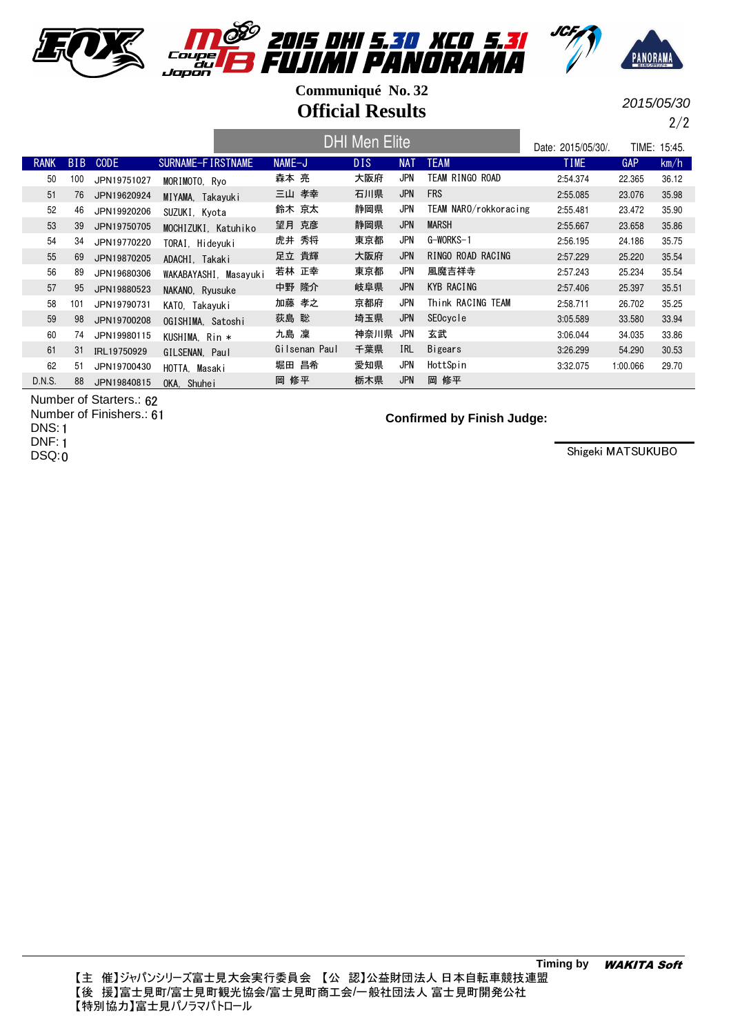2015 DHI 5.30 XCO 5.31 FUJIMI PANORAMA

Communiqué No. 32

# Official Results

2015/05/30

## DHI Men Elite

Date: 2015/05/30/. TIME: 15:45.

| RANK | BIB | CODE | SURNAME-FIRSTNAME | NAME-J | DIS | NAT | TEAM | TIME | GAP | km/h |
|---|---|---|---|---|---|---|---|---|---|---|
| 50 | 100 | JPN19751027 | MORIMOTO, Ryo | 森本 亮 | 大阪府 | JPN | TEAM RINGO ROAD | 2:54.374 | 22.365 | 36.12 |
| 51 | 76 | JPN19620924 | MIYAMA, Takayuki | 三山 孝幸 | 石川県 | JPN | FRS | 2:55.085 | 23.076 | 35.98 |
| 52 | 46 | JPN19920206 | SUZUKI, Kyota | 鈴木 京太 | 静岡県 | JPN | TEAM NARO/rokkoracing | 2:55.481 | 23.472 | 35.90 |
| 53 | 39 | JPN19750705 | MOCHIZUKI, Katuhiko | 望月 克彦 | 静岡県 | JPN | MARSH | 2:55.667 | 23.658 | 35.86 |
| 54 | 34 | JPN19770220 | TORAI, Hideyuki | 虎井 秀将 | 東京都 | JPN | G-WORKS-1 | 2:56.195 | 24.186 | 35.75 |
| 55 | 69 | JPN19870205 | ADACHI, Takaki | 足立 貴輝 | 大阪府 | JPN | RINGO ROAD RACING | 2:57.229 | 25.220 | 35.54 |
| 56 | 89 | JPN19680306 | WAKABAYASHI, Masayuki | 若林 正幸 | 東京都 | JPN | 風魔吉祥寺 | 2:57.243 | 25.234 | 35.54 |
| 57 | 95 | JPN19880523 | NAKANO, Ryusuke | 中野 隆介 | 岐阜県 | JPN | KYB RACING | 2:57.406 | 25.397 | 35.51 |
| 58 | 101 | JPN19790731 | KATO, Takayuki | 加藤 孝之 | 京都府 | JPN | Think RACING TEAM | 2:58.711 | 26.702 | 35.25 |
| 59 | 98 | JPN19700208 | OGISHIMA, Satoshi | 荻島 聡 | 埼玉県 | JPN | SEOcycle | 3:05.589 | 33.580 | 33.94 |
| 60 | 74 | JPN19980115 | KUSHIMA, Rin * | 九島 凜 | 神奈川県 | JPN | 玄武 | 3:06.044 | 34.035 | 33.86 |
| 61 | 31 | IRL19750929 | GILSENAN, Paul | Gilsenan Paul | 千葉県 | IRL | Bigears | 3:26.299 | 54.290 | 30.53 |
| 62 | 51 | JPN19700430 | HOTTA, Masaki | 堀田 昌希 | 愛知県 | JPN | HottSpin | 3:32.075 | 1:00.066 | 29.70 |
| D.N.S. | 88 | JPN19840815 | OKA, Shuhei | 岡 修平 | 栃木県 | JPN | 岡 修平 | | | |

Number of Starters.: 62
Number of Finishers.: 61
DNS: 1
DNF: 1
DSQ: 0

**Confirmed by Finish Judge:**

Shigeki MATSUKUBO

Timing by ***WAKITA Soft***

【主 催】ジャパンシリーズ富士見大会実行委員会 【公 認】公益財団法人 日本自転車競技連盟
【後 援】富士見町/富士見町観光協会/富士見町商工会/一般社団法人 富士見町開発公社
【特別協力】富士見パノラマパトロール